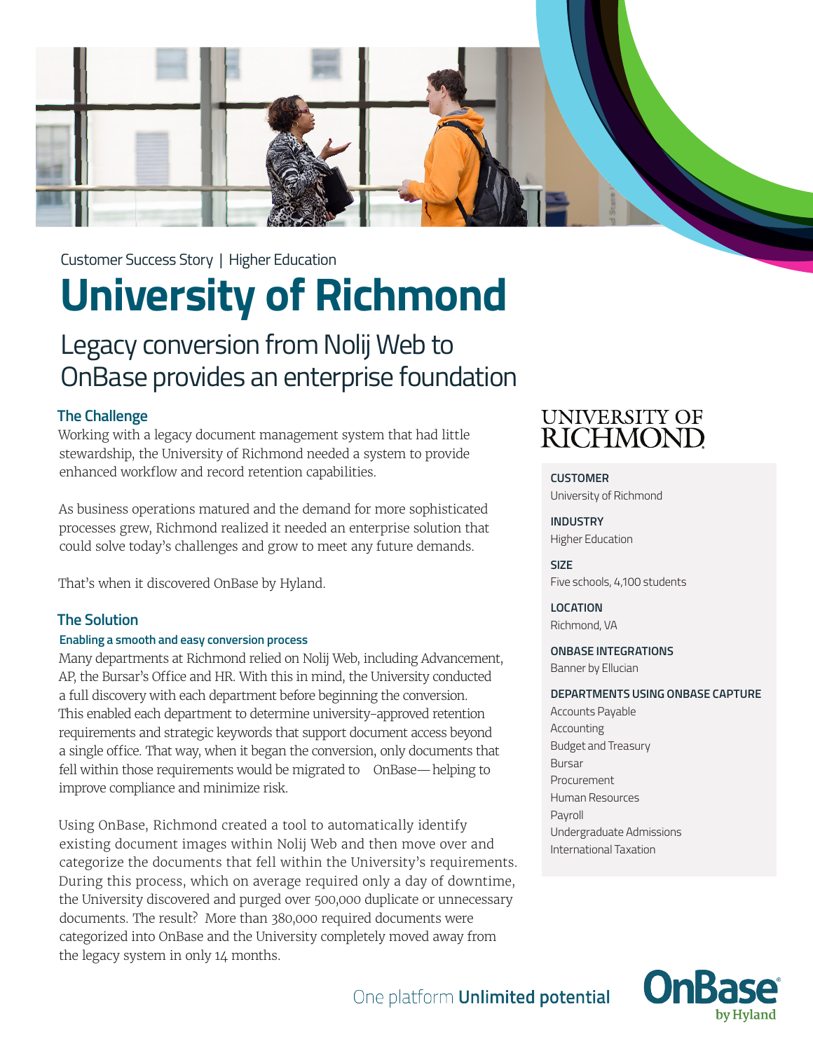Customer Success Story | Higher Education

# University of Richmond

## Legacy conversion from Nolij Web to OnBase provides an enterprise foundation

### The Challenge

Working with a legacy document management system that had little stewardship, the University of Richmond needed a system to provide enhanced workflow and record retention capabilities.

As business operations matured and the demand for more sophisticated processes grew, Richmond realized it needed an enterprise solution that could solve today's challenges and grow to meet any future demands.

That's when it discovered OnBase by Hyland.

### The Solution

#### Enabling a smooth and easy conversion process

Many departments at Richmond relied on Nolij Web, including Advancement, AP, the Bursar's Office and HR. With this in mind, the University conducted a full discovery with each department before beginning the conversion. This enabled each department to determine university-approved retention requirements and strategic keywords that support document access beyond a single office. That way, when it began the conversion, only documents that fell within those requirements would be migrated to OnBase— helping to improve compliance and minimize risk.

Using OnBase, Richmond created a tool to automatically identify existing document images within Nolij Web and then move over and categorize the documents that fell within the University's requirements. During this process, which on average required only a day of downtime, the University discovered and purged over 500,000 duplicate or unnecessary documents. The result? More than 380,000 required documents were categorized into OnBase and the University completely moved away from the legacy system in only 14 months.

UNIVERSITY OF RICHMOND

**CUSTOMER**
University of Richmond

**INDUSTRY**
Higher Education

**SIZE**
Five schools, 4,100 students

**LOCATION**
Richmond, VA

**ONBASE INTEGRATIONS**
Banner by Ellucian

**DEPARTMENTS USING ONBASE CAPTURE**
- Accounts Payable
- Accounting
- Budget and Treasury
- Bursar
- Procurement
- Human Resources
- Payroll
- Undergraduate Admissions
- International Taxation

One platform **Unlimited potential**

OnBase by Hyland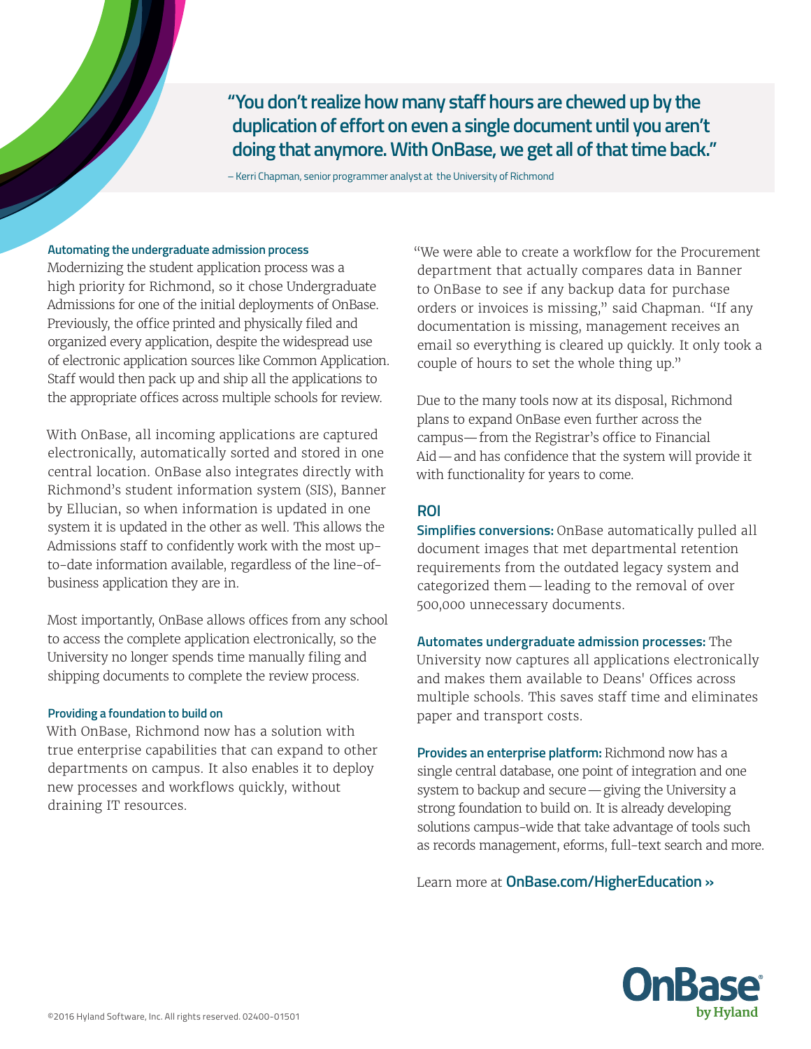> **"You don't realize how many staff hours are chewed up by the duplication of effort on even a single document until you aren't doing that anymore. With OnBase, we get all of that time back."**
>
> – Kerri Chapman, senior programmer analyst at the University of Richmond

#### Automating the undergraduate admission process

Modernizing the student application process was a high priority for Richmond, so it chose Undergraduate Admissions for one of the initial deployments of OnBase. Previously, the office printed and physically filed and organized every application, despite the widespread use of electronic application sources like Common Application. Staff would then pack up and ship all the applications to the appropriate offices across multiple schools for review.

With OnBase, all incoming applications are captured electronically, automatically sorted and stored in one central location. OnBase also integrates directly with Richmond's student information system (SIS), Banner by Ellucian, so when information is updated in one system it is updated in the other as well. This allows the Admissions staff to confidently work with the most up-to-date information available, regardless of the line-of-business application they are in.

Most importantly, OnBase allows offices from any school to access the complete application electronically, so the University no longer spends time manually filing and shipping documents to complete the review process.

#### Providing a foundation to build on

With OnBase, Richmond now has a solution with true enterprise capabilities that can expand to other departments on campus. It also enables it to deploy new processes and workflows quickly, without draining IT resources.

"We were able to create a workflow for the Procurement department that actually compares data in Banner to OnBase to see if any backup data for purchase orders or invoices is missing," said Chapman. "If any documentation is missing, management receives an email so everything is cleared up quickly. It only took a couple of hours to set the whole thing up."

Due to the many tools now at its disposal, Richmond plans to expand OnBase even further across the campus — from the Registrar's office to Financial Aid — and has confidence that the system will provide it with functionality for years to come.

## ROI

**Simplifies conversions:** OnBase automatically pulled all document images that met departmental retention requirements from the outdated legacy system and categorized them — leading to the removal of over 500,000 unnecessary documents.

**Automates undergraduate admission processes:** The University now captures all applications electronically and makes them available to Deans' Offices across multiple schools. This saves staff time and eliminates paper and transport costs.

**Provides an enterprise platform:** Richmond now has a single central database, one point of integration and one system to backup and secure — giving the University a strong foundation to build on. It is already developing solutions campus-wide that take advantage of tools such as records management, eforms, full-text search and more.

Learn more at **OnBase.com/HigherEducation »**

OnBase® by Hyland

©2016 Hyland Software, Inc. All rights reserved. 02400-01501